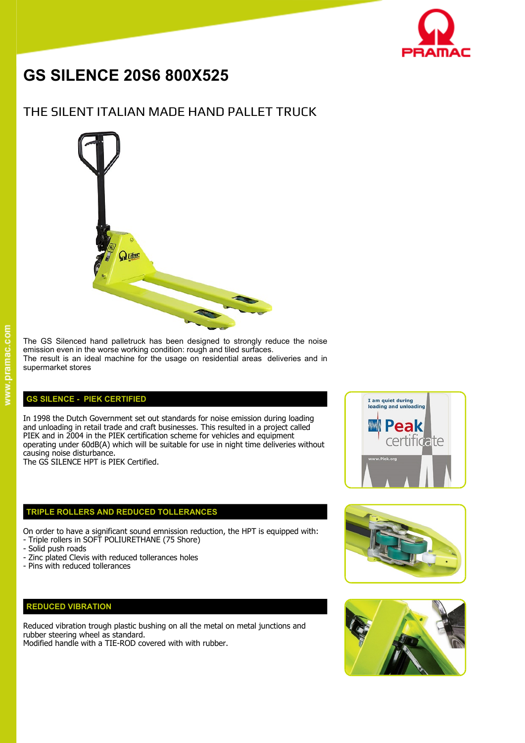# GS SILENCE 20S6 800X525

## THE SILENT ITALIAN MADE HAND PALLET TRUCK

The GS Silenced hand palletruck has been designed to strongly reduce the noise emission even in the worse working condition: rough and tiled surfaces.
The result is an ideal machine for the usage on residential areas deliveries and in supermarket stores

### GS SILENCE - PIEK CERTIFIED

In 1998 the Dutch Government set out standards for noise emission during loading and unloading in retail trade and craft businesses. This resulted in a project called PIEK and in 2004 in the PIEK certification scheme for vehicles and equipment operating under 60dB(A) which will be suitable for use in night time deliveries without causing noise disturbance.
The GS SILENCE HPT is PIEK Certified.

### TRIPLE ROLLERS AND REDUCED TOLLERANCES

On order to have a significant sound emnission reduction, the HPT is equipped with:
- Triple rollers in SOFT POLIURETHANE (75 Shore)
- Solid push roads
- Zinc plated Clevis with reduced tollerances holes
- Pins with reduced tollerances

### REDUCED VIBRATION

Reduced vibration trough plastic bushing on all the metal on metal junctions and rubber steering wheel as standard.
Modified handle with a TIE-ROD covered with with rubber.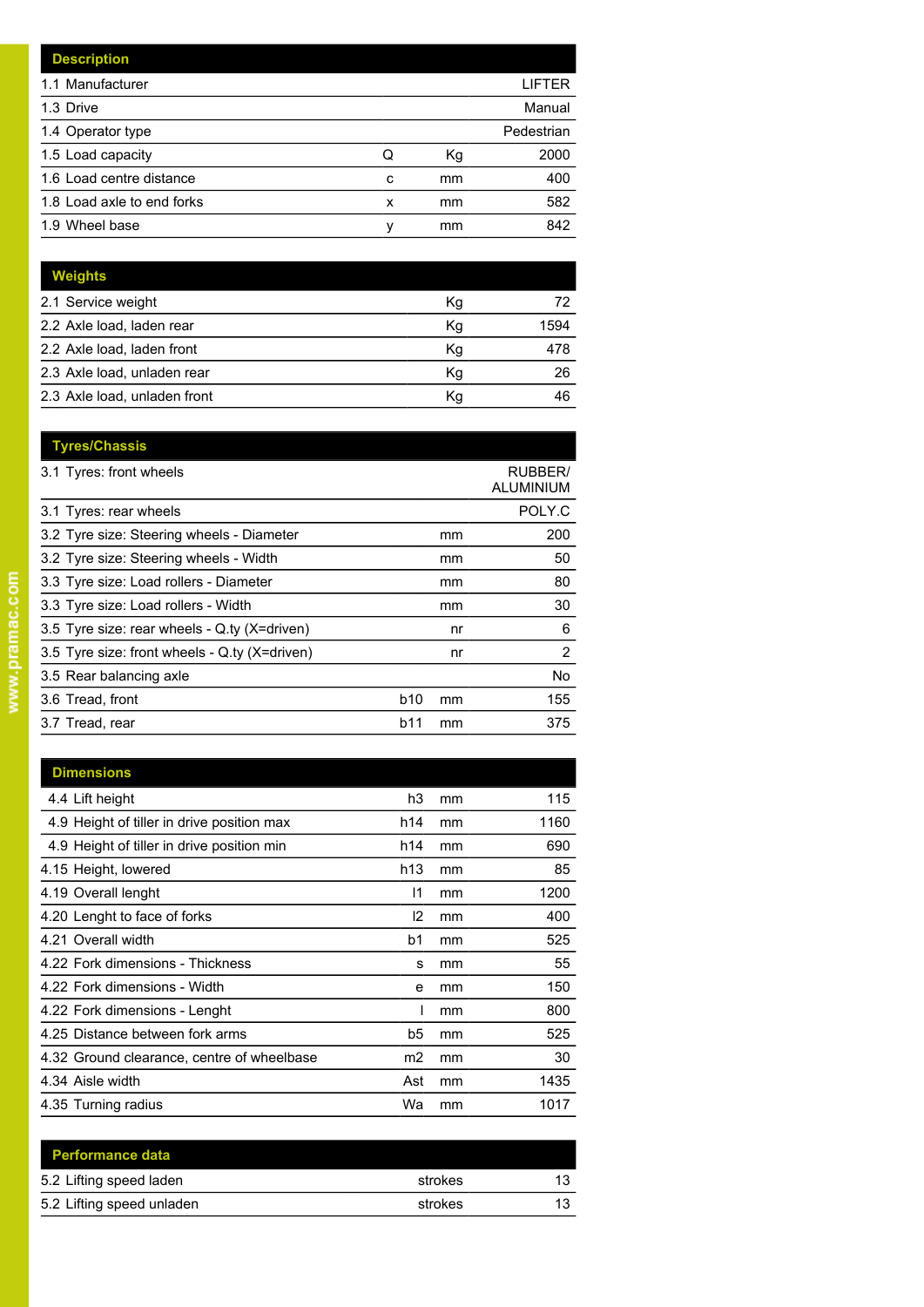| Description | | | |
|---|---|---|---|
| 1.1 Manufacturer | | | LIFTER |
| 1.3 Drive | | | Manual |
| 1.4 Operator type | | | Pedestrian |
| 1.5 Load capacity | Q | Kg | 2000 |
| 1.6 Load centre distance | c | mm | 400 |
| 1.8 Load axle to end forks | x | mm | 582 |
| 1.9 Wheel base | y | mm | 842 |

| Weights | | | |
|---|---|---|---|
| 2.1 Service weight | | Kg | 72 |
| 2.2 Axle load, laden rear | | Kg | 1594 |
| 2.2 Axle load, laden front | | Kg | 478 |
| 2.3 Axle load, unladen rear | | Kg | 26 |
| 2.3 Axle load, unladen front | | Kg | 46 |

| Tyres/Chassis | | | |
|---|---|---|---|
| 3.1 Tyres: front wheels | | | RUBBER/ ALUMINIUM |
| 3.1 Tyres: rear wheels | | | POLY.C |
| 3.2 Tyre size: Steering wheels - Diameter | | mm | 200 |
| 3.2 Tyre size: Steering wheels - Width | | mm | 50 |
| 3.3 Tyre size: Load rollers - Diameter | | mm | 80 |
| 3.3 Tyre size: Load rollers - Width | | mm | 30 |
| 3.5 Tyre size: rear wheels - Q.ty (X=driven) | | nr | 6 |
| 3.5 Tyre size: front wheels - Q.ty (X=driven) | | nr | 2 |
| 3.5 Rear balancing axle | | | No |
| 3.6 Tread, front | b10 | mm | 155 |
| 3.7 Tread, rear | b11 | mm | 375 |

| Dimensions | | | |
|---|---|---|---|
| 4.4 Lift height | h3 | mm | 115 |
| 4.9 Height of tiller in drive position max | h14 | mm | 1160 |
| 4.9 Height of tiller in drive position min | h14 | mm | 690 |
| 4.15 Height, lowered | h13 | mm | 85 |
| 4.19 Overall lenght | l1 | mm | 1200 |
| 4.20 Lenght to face of forks | l2 | mm | 400 |
| 4.21 Overall width | b1 | mm | 525 |
| 4.22 Fork dimensions - Thickness | s | mm | 55 |
| 4.22 Fork dimensions - Width | e | mm | 150 |
| 4.22 Fork dimensions - Lenght | l | mm | 800 |
| 4.25 Distance between fork arms | b5 | mm | 525 |
| 4.32 Ground clearance, centre of wheelbase | m2 | mm | 30 |
| 4.34 Aisle width | Ast | mm | 1435 |
| 4.35 Turning radius | Wa | mm | 1017 |

| Performance data | | | |
|---|---|---|---|
| 5.2 Lifting speed laden | | strokes | 13 |
| 5.2 Lifting speed unladen | | strokes | 13 |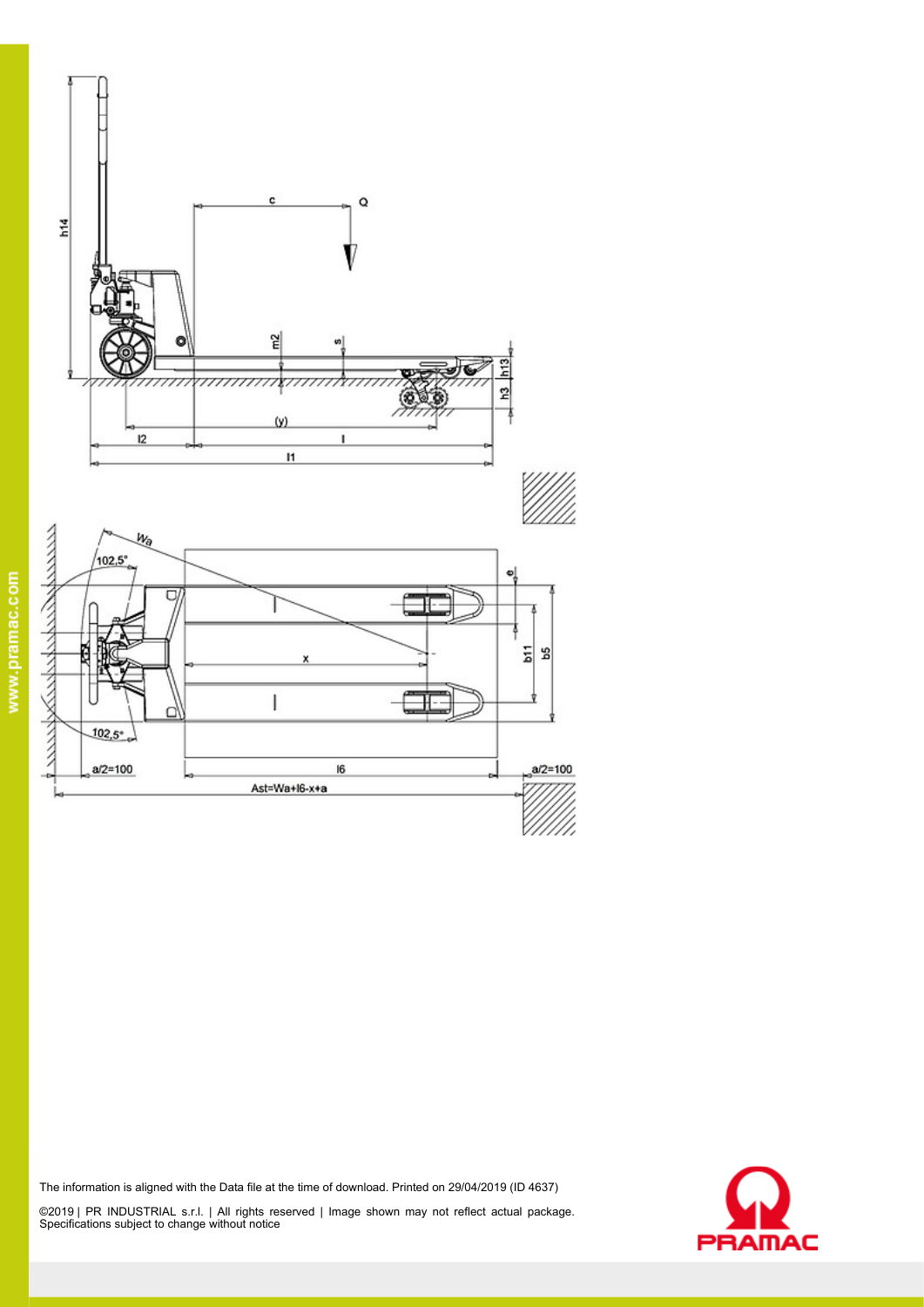h14

c

Q

m2

s

h13

h3

(y)

l2

l

l1

Wa

102,5°

e

x

b11

b5

102,5°

a/2=100

l6

a/2=100

Ast=Wa+l6-x+a

The information is aligned with the Data file at the time of download. Printed on 29/04/2019 (ID 4637)

©2019 | PR INDUSTRIAL s.r.l. | All rights reserved | Image shown may not reflect actual package. Specifications subject to change without notice